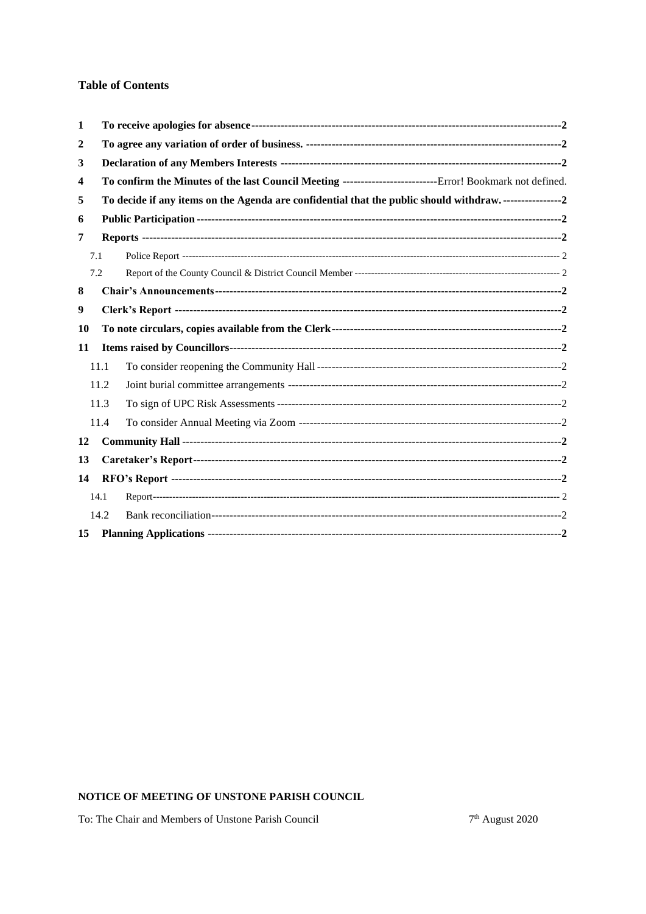## Table of Contents

1 To receive apologies for absence ---------- 2
2 To agree any variation of order of business. ---------- 2
3 Declaration of any Members Interests ---------- 2
4 To confirm the Minutes of the last Council Meeting ---------- Error! Bookmark not defined.
5 To decide if any items on the Agenda are confidential that the public should withdraw. ---------- 2
6 Public Participation ---------- 2
7 Reports ---------- 2
  7.1 Police Report ---------- 2
  7.2 Report of the County Council & District Council Member ---------- 2
8 Chair's Announcements ---------- 2
9 Clerk's Report ---------- 2
10 To note circulars, copies available from the Clerk ---------- 2
11 Items raised by Councillors ---------- 2
  11.1 To consider reopening the Community Hall ---------- 2
  11.2 Joint burial committee arrangements ---------- 2
  11.3 To sign of UPC Risk Assessments ---------- 2
  11.4 To consider Annual Meeting via Zoom ---------- 2
12 Community Hall ---------- 2
13 Caretaker's Report ---------- 2
14 RFO's Report ---------- 2
  14.1 Report ---------- 2
  14.2 Bank reconciliation ---------- 2
15 Planning Applications ---------- 2

**NOTICE OF MEETING OF UNSTONE PARISH COUNCIL**

To: The Chair and Members of Unstone Parish Council 7th August 2020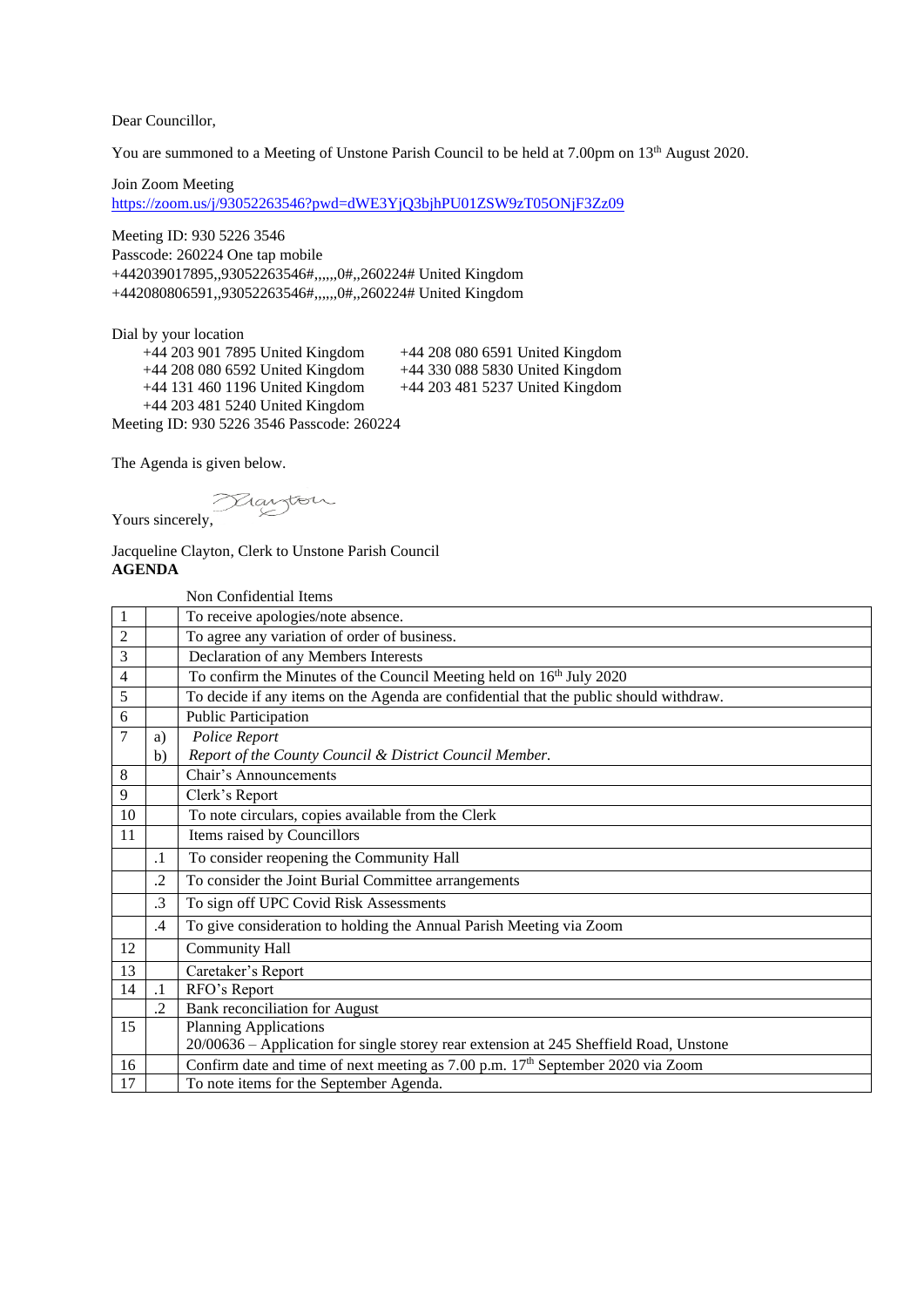Dear Councillor,

You are summoned to a Meeting of Unstone Parish Council to be held at 7.00pm on 13th August 2020.

Join Zoom Meeting
https://zoom.us/j/93052263546?pwd=dWE3YjQ3bjhPU01ZSW9zT05ONjF3Zz09

Meeting ID: 930 5226 3546
Passcode: 260224 One tap mobile
+442039017895,,93052263546#,,,,,,0#,,260224# United Kingdom
+442080806591,,93052263546#,,,,,,0#,,260224# United Kingdom

Dial by your location
+44 203 901 7895 United Kingdom
+44 208 080 6592 United Kingdom
+44 131 460 1196 United Kingdom
+44 203 481 5240 United Kingdom
+44 208 080 6591 United Kingdom
+44 330 088 5830 United Kingdom
+44 203 481 5237 United Kingdom
Meeting ID: 930 5226 3546 Passcode: 260224

The Agenda is given below.

Yours sincerely,

Jacqueline Clayton, Clerk to Unstone Parish Council

**AGENDA**

| | | Non Confidential Items |
|---|---|---|
| 1 | | To receive apologies/note absence. |
| 2 | | To agree any variation of order of business. |
| 3 | | Declaration of any Members Interests |
| 4 | | To confirm the Minutes of the Council Meeting held on 16th July 2020 |
| 5 | | To decide if any items on the Agenda are confidential that the public should withdraw. |
| 6 | | Public Participation |
| 7 | a)<br>b) | *Police Report*<br>*Report of the County Council & District Council Member.* |
| 8 | | Chair's Announcements |
| 9 | | Clerk's Report |
| 10 | | To note circulars, copies available from the Clerk |
| 11 | | Items raised by Councillors |
| | .1 | To consider reopening the Community Hall |
| | .2 | To consider the Joint Burial Committee arrangements |
| | .3 | To sign off UPC Covid Risk Assessments |
| | .4 | To give consideration to holding the Annual Parish Meeting via Zoom |
| 12 | | Community Hall |
| 13 | | Caretaker's Report |
| 14 | .1 | RFO's Report |
| | .2 | Bank reconciliation for August |
| 15 | | Planning Applications<br>20/00636 – Application for single storey rear extension at 245 Sheffield Road, Unstone |
| 16 | | Confirm date and time of next meeting as 7.00 p.m. 17th September 2020 via Zoom |
| 17 | | To note items for the September Agenda. |